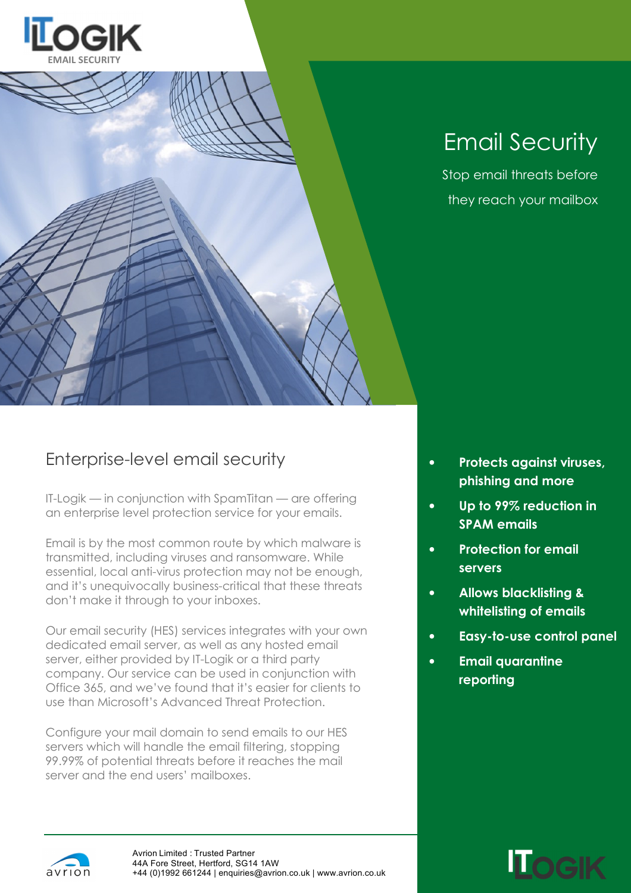ITLOGIK
EMAIL SECURITY

# Email Security

Stop email threats before they reach your mailbox

## Enterprise-level email security

IT-Logik — in conjunction with SpamTitan — are offering an enterprise level protection service for your emails.

Email is by the most common route by which malware is transmitted, including viruses and ransomware. While essential, local anti-virus protection may not be enough, and it's unequivocally business-critical that these threats don't make it through to your inboxes.

Our email security (HES) services integrates with your own dedicated email server, as well as any hosted email server, either provided by IT-Logik or a third party company. Our service can be used in conjunction with Office 365, and we've found that it's easier for clients to use than Microsoft's Advanced Threat Protection.

Configure your mail domain to send emails to our HES servers which will handle the email filtering, stopping 99.99% of potential threats before it reaches the mail server and the end users' mailboxes.

- **Protects against viruses, phishing and more**
- **Up to 99% reduction in SPAM emails**
- **Protection for email servers**
- **Allows blacklisting & whitelisting of emails**
- **Easy-to-use control panel**
- **Email quarantine reporting**

Avrion Limited : Trusted Partner
44A Fore Street, Hertford, SG14 1AW
+44 (0)1992 661244 | enquiries@avrion.co.uk | www.avrion.co.uk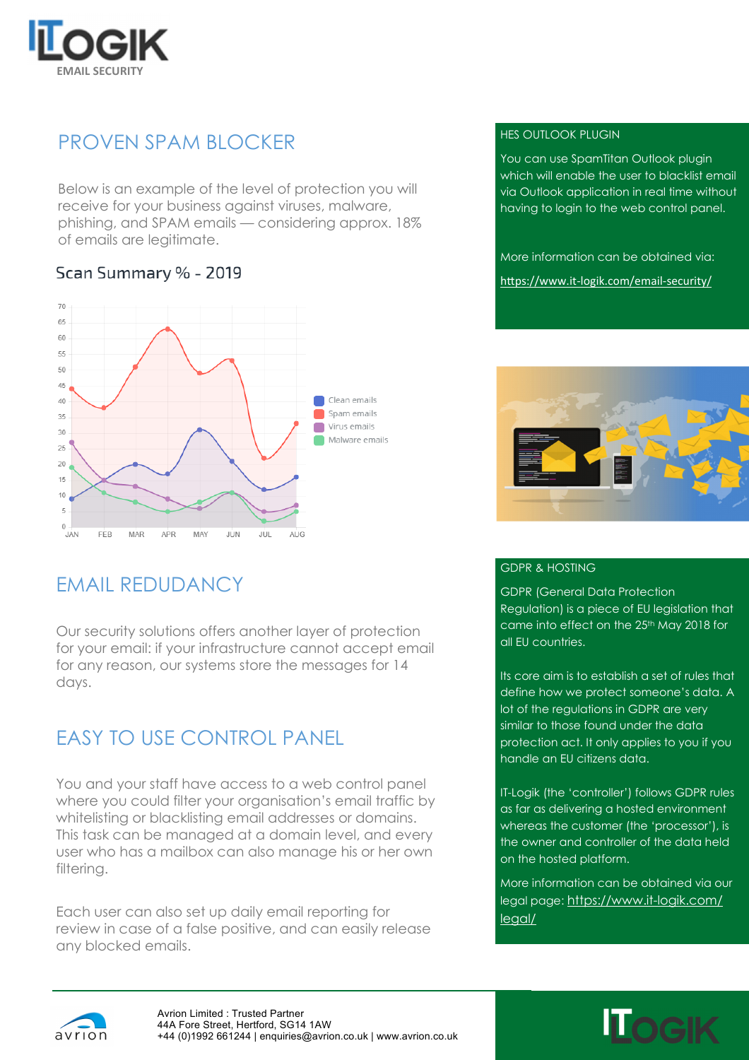# PROVEN SPAM BLOCKER

Below is an example of the level of protection you will receive for your business against viruses, malware, phishing, and SPAM emails — considering approx. 18% of emails are legitimate.

### Scan Summary % - 2019

70
65
60
55
50
45
40
35
30
25
20
15
10
5
0

JAN FEB MAR APR MAY JUN JUL AUG

Clean emails
Spam emails
Virus emails
Malware emails

## HES OUTLOOK PLUGIN

You can use SpamTitan Outlook plugin which will enable the user to blacklist email via Outlook application in real time without having to login to the web control panel.

More information can be obtained via:

https://www.it-logik.com/email-security/

# EMAIL REDUDANCY

Our security solutions offers another layer of protection for your email: if your infrastructure cannot accept email for any reason, our systems store the messages for 14 days.

# EASY TO USE CONTROL PANEL

You and your staff have access to a web control panel where you could filter your organisation's email traffic by whitelisting or blacklisting email addresses or domains. This task can be managed at a domain level, and every user who has a mailbox can also manage his or her own filtering.

Each user can also set up daily email reporting for review in case of a false positive, and can easily release any blocked emails.

## GDPR & HOSTING

GDPR (General Data Protection Regulation) is a piece of EU legislation that came into effect on the 25th May 2018 for all EU countries.

Its core aim is to establish a set of rules that define how we protect someone's data. A lot of the regulations in GDPR are very similar to those found under the data protection act. It only applies to you if you handle an EU citizens data.

IT-Logik (the 'controller') follows GDPR rules as far as delivering a hosted environment whereas the customer (the 'processor'), is the owner and controller of the data held on the hosted platform.

More information can be obtained via our legal page: https://www.it-logik.com/legal/

Avrion Limited : Trusted Partner
44A Fore Street, Hertford, SG14 1AW
+44 (0)1992 661244 | enquiries@avrion.co.uk | www.avrion.co.uk